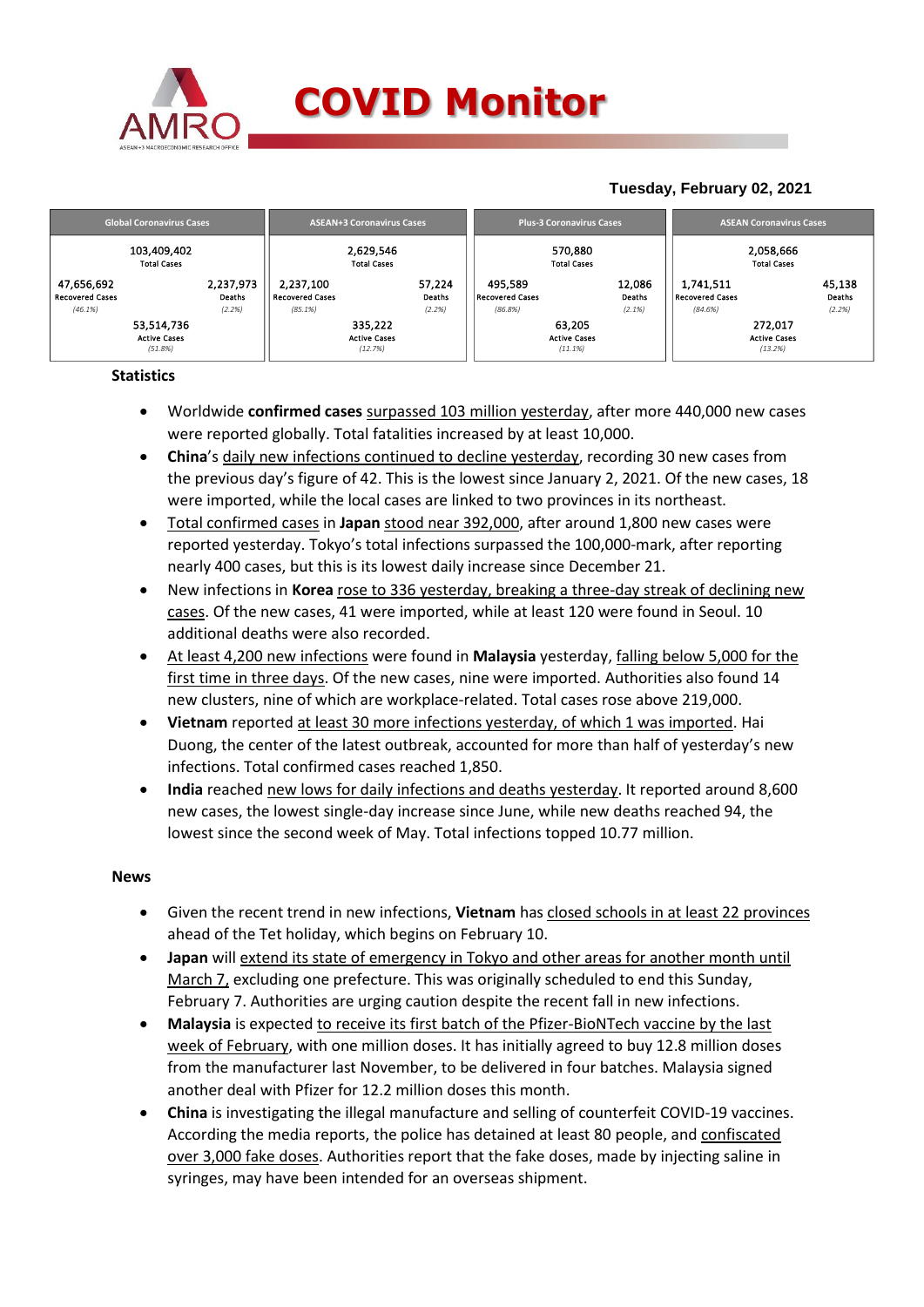# COVID Monitor

**Tuesday, February 02, 2021**

| Global Coronavirus Cases | | ASEAN+3 Coronavirus Cases | | Plus-3 Coronavirus Cases | | ASEAN Coronavirus Cases | |
|---|---|---|---|---|---|---|---|
| 103,409,402 Total Cases | | 2,629,546 Total Cases | | 570,880 Total Cases | | 2,058,666 Total Cases | |
| 47,656,692 Recovered Cases (46.1%) | 2,237,973 Deaths (2.2%) | 2,237,100 Recovered Cases (85.1%) | 57,224 Deaths (2.2%) | 495,589 Recovered Cases (86.8%) | 12,086 Deaths (2.1%) | 1,741,511 Recovered Cases (84.6%) | 45,138 Deaths (2.2%) |
| 53,514,736 Active Cases (51.8%) | | 335,222 Active Cases (12.7%) | | 63,205 Active Cases (11.1%) | | 272,017 Active Cases (13.2%) | |

## Statistics

- Worldwide **confirmed cases** surpassed 103 million yesterday, after more 440,000 new cases were reported globally. Total fatalities increased by at least 10,000.
- **China**'s daily new infections continued to decline yesterday, recording 30 new cases from the previous day's figure of 42. This is the lowest since January 2, 2021. Of the new cases, 18 were imported, while the local cases are linked to two provinces in its northeast.
- Total confirmed cases in **Japan** stood near 392,000, after around 1,800 new cases were reported yesterday. Tokyo's total infections surpassed the 100,000-mark, after reporting nearly 400 cases, but this is its lowest daily increase since December 21.
- New infections in **Korea** rose to 336 yesterday, breaking a three-day streak of declining new cases. Of the new cases, 41 were imported, while at least 120 were found in Seoul. 10 additional deaths were also recorded.
- At least 4,200 new infections were found in **Malaysia** yesterday, falling below 5,000 for the first time in three days. Of the new cases, nine were imported. Authorities also found 14 new clusters, nine of which are workplace-related. Total cases rose above 219,000.
- **Vietnam** reported at least 30 more infections yesterday, of which 1 was imported. Hai Duong, the center of the latest outbreak, accounted for more than half of yesterday's new infections. Total confirmed cases reached 1,850.
- **India** reached new lows for daily infections and deaths yesterday. It reported around 8,600 new cases, the lowest single-day increase since June, while new deaths reached 94, the lowest since the second week of May. Total infections topped 10.77 million.

## News

- Given the recent trend in new infections, **Vietnam** has closed schools in at least 22 provinces ahead of the Tet holiday, which begins on February 10.
- **Japan** will extend its state of emergency in Tokyo and other areas for another month until March 7, excluding one prefecture. This was originally scheduled to end this Sunday, February 7. Authorities are urging caution despite the recent fall in new infections.
- **Malaysia** is expected to receive its first batch of the Pfizer-BioNTech vaccine by the last week of February, with one million doses. It has initially agreed to buy 12.8 million doses from the manufacturer last November, to be delivered in four batches. Malaysia signed another deal with Pfizer for 12.2 million doses this month.
- **China** is investigating the illegal manufacture and selling of counterfeit COVID-19 vaccines. According the media reports, the police has detained at least 80 people, and confiscated over 3,000 fake doses. Authorities report that the fake doses, made by injecting saline in syringes, may have been intended for an overseas shipment.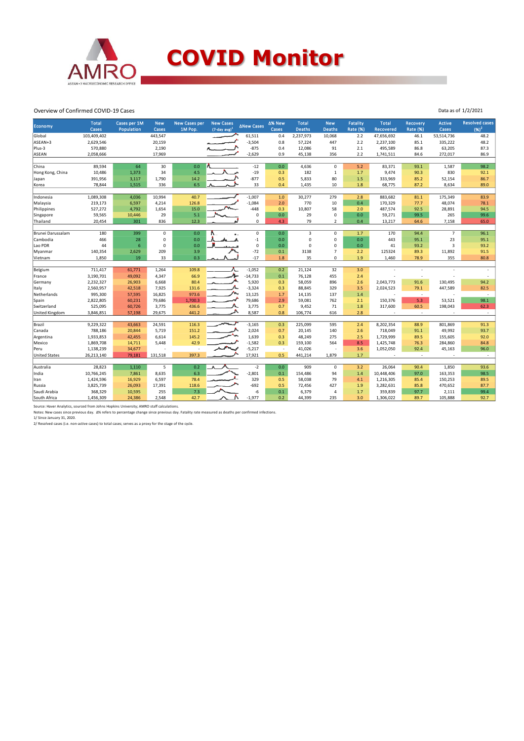# COVID Monitor

Overview of Confirmed COVID-19 Cases

Data as of 1/2/2021

| Economy | Total Cases | Cases per 1M Population | New Cases | New Cases per 1M Pop. | New Cases (7-day avg)[1] | ΔNew Cases | Δ% New Cases | Total Deaths | New Deaths | Fatality Rate (%) | Total Recovered | Recovery Rate (%) | Active Cases | Resolved cases (%)[2] |
|---|---|---|---|---|---|---|---|---|---|---|---|---|---|---|
| Global | 103,409,402 | | 443,547 | | | 61,511 | 0.4 | 2,237,973 | 10,068 | 2.2 | 47,656,692 | 46.1 | 53,514,736 | 48.2 |
| ASEAN+3 | 2,629,546 | | 20,159 | | | -3,504 | 0.8 | 57,224 | 447 | 2.2 | 2,237,100 | 85.1 | 335,222 | 48.2 |
| Plus-3 | 570,880 | | 2,190 | | | -875 | 0.4 | 12,086 | 91 | 2.1 | 495,589 | 86.8 | 63,205 | 87.3 |
| ASEAN | 2,058,666 | | 17,969 | | | -2,629 | 0.9 | 45,138 | 356 | 2.2 | 1,741,511 | 84.6 | 272,017 | 86.9 |
| | | | | | | | | | | | | | | |
| China | 89,594 | 64 | 30 | 0.0 | | -12 | 0.0 | 4,636 | 0 | 5.2 | 83,371 | 93.1 | 1,587 | 98.2 |
| Hong Kong, China | 10,486 | 1,373 | 34 | 4.5 | | -19 | 0.3 | 182 | 1 | 1.7 | 9,474 | 90.3 | 830 | 92.1 |
| Japan | 391,956 | 3,117 | 1,790 | 14.2 | | -877 | 0.5 | 5,833 | 80 | 1.5 | 333,969 | 85.2 | 52,154 | 86.7 |
| Korea | 78,844 | 1,515 | 336 | 6.5 | | 33 | 0.4 | 1,435 | 10 | 1.8 | 68,775 | 87.2 | 8,634 | 89.0 |
| | | | | | | | | | | | | | | |
| Indonesia | 1,089,308 | 4,036 | 10,994 | 40.7 | | -1,007 | 1.0 | 30,277 | 279 | 2.8 | 883,682 | 81.1 | 175,349 | 83.9 |
| Malaysia | 219,173 | 6,597 | 4,214 | 126.8 | | -1,084 | 2.0 | 770 | 10 | 0.4 | 170,329 | 77.7 | 48,074 | 78.1 |
| Philippines | 527,272 | 4,792 | 1,654 | 15.0 | | -448 | 0.3 | 10,807 | 58 | 2.0 | 487,574 | 92.5 | 28,891 | 94.5 |
| Singapore | 59,565 | 10,446 | 29 | 5.1 | | 0 | 0.0 | 29 | 0 | 0.0 | 59,271 | 99.5 | 265 | 99.6 |
| Thailand | 20,454 | 301 | 836 | 12.3 | | 0 | 4.3 | 79 | 2 | 0.4 | 13,217 | 64.6 | 7,158 | 65.0 |
| | | | | | | | | | | | | | | |
| Brunei Darussalam | 180 | 399 | 0 | 0.0 | | 0 | 0.0 | 3 | 0 | 1.7 | 170 | 94.4 | 7 | 96.1 |
| Cambodia | 466 | 28 | 0 | 0.0 | | -1 | 0.0 | 0 | 0 | 0.0 | 443 | 95.1 | 23 | 95.1 |
| Lao PDR | 44 | 6 | 0 | 0.0 | | 0 | 0.0 | 0 | 0 | 0.0 | 41 | 93.2 | 3 | 93.2 |
| Myanmar | 140,354 | 2,629 | 209 | 3.9 | | -72 | 0.1 | 3138 | 7 | 2.2 | 125324 | 89.3 | 11,892 | 91.5 |
| Vietnam | 1,850 | 19 | 33 | 0.3 | | -17 | 1.8 | 35 | 0 | 1.9 | 1,460 | 78.9 | 355 | 80.8 |
| | | | | | | | | | | | | | | |
| Belgium | 711,417 | 61,771 | 1,264 | 109.8 | | -1,052 | 0.2 | 21,124 | 32 | 3.0 | - | - | - | - |
| France | 3,190,701 | 49,092 | 4,347 | 66.9 | | -14,733 | 0.1 | 76,128 | 455 | 2.4 | - | - | - | - |
| Germany | 2,232,327 | 26,903 | 6,668 | 80.4 | | 5,920 | 0.3 | 58,059 | 896 | 2.6 | 2,043,773 | 91.6 | 130,495 | 94.2 |
| Italy | 2,560,957 | 42,518 | 7,925 | 131.6 | | -3,324 | 0.3 | 88,845 | 329 | 3.5 | 2,024,523 | 79.1 | 447,589 | 82.5 |
| Netherlands | 995,300 | 57,595 | 16,825 | 973.6 | | 13,125 | 1.7 | 14,135 | 137 | 1.4 | - | - | - | - |
| Spain | 2,822,805 | 60,231 | 79,686 | 1,700.3 | | 79,686 | 2.9 | 59,081 | 762 | 2.1 | 150,376 | 5.3 | 53,521 | 98.1 |
| Switzerland | 525,095 | 60,726 | 3,775 | 436.6 | | 3,775 | 0.7 | 9,452 | 71 | 1.8 | 317,600 | 60.5 | 198,043 | 62.3 |
| United Kingdom | 3,846,851 | 57,198 | 29,675 | 441.2 | | 8,587 | 0.8 | 106,774 | 616 | 2.8 | - | - | - | - |
| | | | | | | | | | | | | | | |
| Brazil | 9,229,322 | 43,663 | 24,591 | 116.3 | | -3,165 | 0.3 | 225,099 | 595 | 2.4 | 8,202,354 | 88.9 | 801,869 | 91.3 |
| Canada | 788,186 | 20,844 | 5,719 | 151.2 | | 2,024 | 0.7 | 20,145 | 140 | 2.6 | 718,049 | 91.1 | 49,992 | 93.7 |
| Argentina | 1,933,853 | 42,455 | 6,614 | 145.2 | | 1,639 | 0.3 | 48,249 | 275 | 2.5 | 1,729,999 | 89.5 | 155,605 | 92.0 |
| Mexico | 1,869,708 | 14,711 | 5,448 | 42.9 | | -1,582 | 0.3 | 159,100 | 564 | 8.5 | 1,425,748 | 76.3 | 284,860 | 84.8 |
| Peru | 1,138,239 | 34,677 | - | - | | -5,217 | - | 41,026 | - | 3.6 | 1,052,050 | 92.4 | 45,163 | 96.0 |
| United States | 26,213,140 | 79,181 | 131,518 | 397.3 | | 17,921 | 0.5 | 441,214 | 1,879 | 1.7 | - | - | - | - |
| | | | | | | | | | | | | | | |
| Australia | 28,823 | 1,110 | 5 | 0.2 | | -2 | 0.0 | 909 | 0 | 3.2 | 26,064 | 90.4 | 1,850 | 93.6 |
| India | 10,766,245 | 7,861 | 8,635 | 6.3 | | -2,801 | 0.1 | 154,486 | 94 | 1.4 | 10,448,406 | 97.0 | 163,353 | 98.5 |
| Iran | 1,424,596 | 16,929 | 6,597 | 78.4 | | 329 | 0.5 | 58,038 | 79 | 4.1 | 1,216,305 | 85.4 | 150,253 | 89.5 |
| Russia | 3,825,739 | 26,093 | 17,391 | 118.6 | | -692 | 0.5 | 72,456 | 427 | 1.9 | 3,282,631 | 85.8 | 470,652 | 87.7 |
| Saudi Arabia | 368,329 | 10,595 | 255 | 7.3 | | -6 | 0.1 | 6,379 | 4 | 1.7 | 359,839 | 97.7 | 2,111 | 99.4 |
| South Africa | 1,456,309 | 24,386 | 2,548 | 42.7 | | -1,977 | 0.2 | 44,399 | 235 | 3.0 | 1,306,022 | 89.7 | 105,888 | 92.7 |

Source: Haver Analytics, sourced from Johns Hopkins University; AMRO staff calculations.

Notes: New cases since previous day. Δ% refers to percentage change since previous day. Fatality rate measured as deaths per confirmed infections.

1/ Since January 31, 2020.

2/ Resolved cases (i.e. non-active cases) to total cases; serves as a proxy for the stage of the cycle.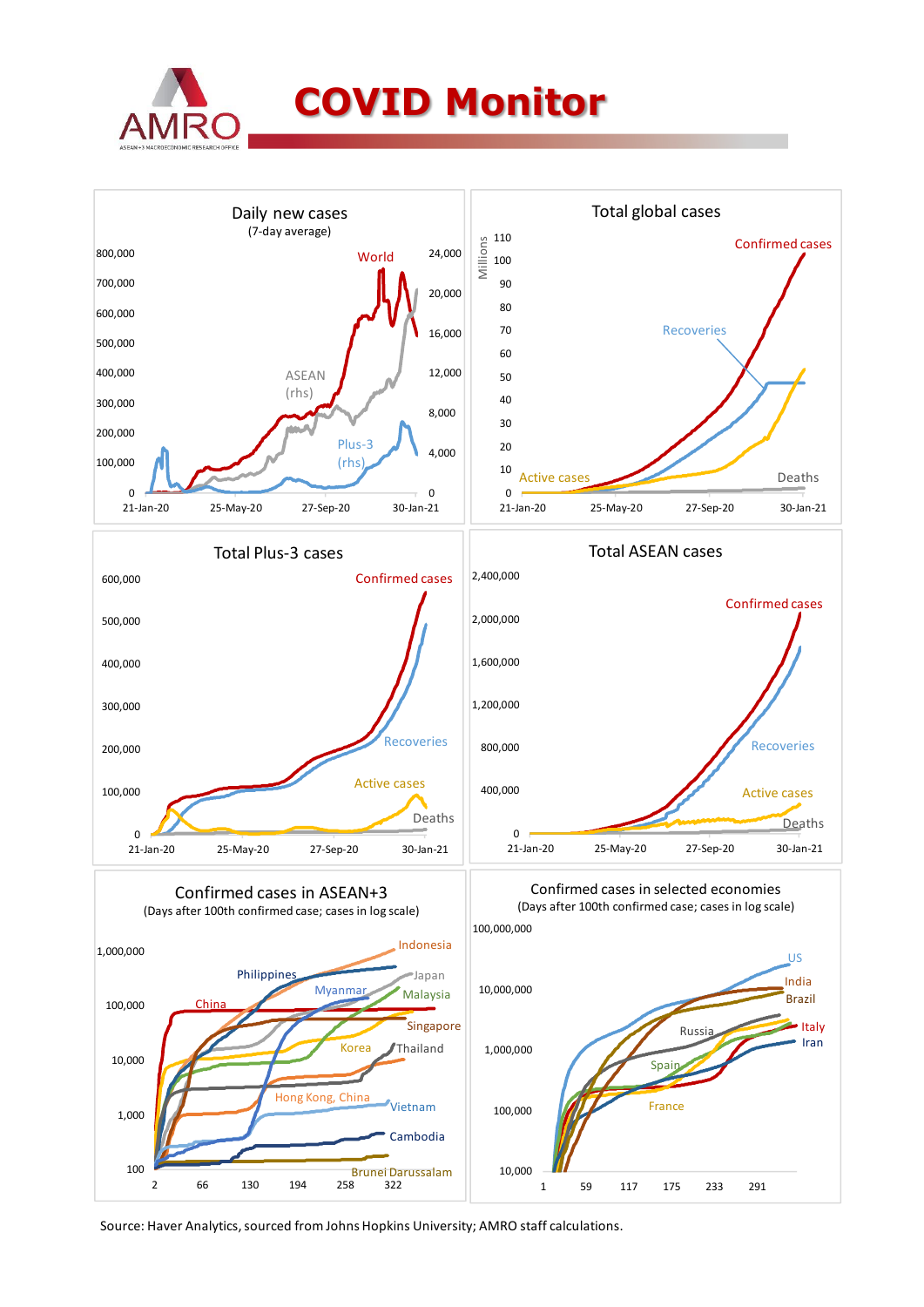# COVID Monitor

AMRO
ASEAN+3 MACROECONOMIC RESEARCH OFFICE

## Daily new cases
(7-day average)

800,000
700,000
600,000
500,000
400,000
300,000
200,000
100,000
0

24,000
20,000
16,000
12,000
8,000
4,000
0

21-Jan-20
25-May-20
27-Sep-20
30-Jan-21

World
ASEAN (rhs)
Plus-3 (rhs)

## Total global cases

Millions
110
100
90
80
70
60
50
40
30
20
10
0

21-Jan-20
25-May-20
27-Sep-20
30-Jan-21

Confirmed cases
Recoveries
Active cases
Deaths

## Total Plus-3 cases

600,000
500,000
400,000
300,000
200,000
100,000
0

21-Jan-20
25-May-20
27-Sep-20
30-Jan-21

Confirmed cases
Recoveries
Active cases
Deaths

## Total ASEAN cases

2,400,000
2,000,000
1,600,000
1,200,000
800,000
400,000
0

21-Jan-20
25-May-20
27-Sep-20
30-Jan-21

Confirmed cases
Recoveries
Active cases
Deaths

## Confirmed cases in ASEAN+3
(Days after 100th confirmed case; cases in log scale)

1,000,000
100,000
10,000
1,000
100

2
66
130
194
258
322

Indonesia
Philippines
Japan
Myanmar
Malaysia
China
Singapore
Korea
Thailand
Hong Kong, China
Vietnam
Cambodia
Brunei Darussalam

## Confirmed cases in selected economies
(Days after 100th confirmed case; cases in log scale)

100,000,000
10,000,000
1,000,000
100,000
10,000

1
59
117
175
233
291

US
India
Brazil
Russia
Italy
Iran
Spain
France

Source: Haver Analytics, sourced from Johns Hopkins University; AMRO staff calculations.